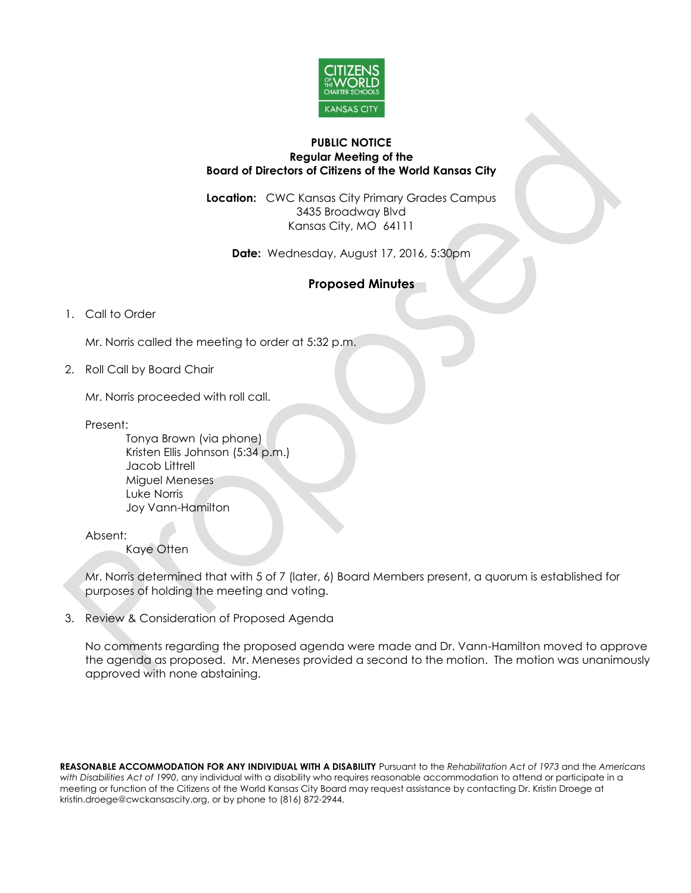**PUBLIC NOTICE**
**Regular Meeting of the**
**Board of Directors of Citizens of the World Kansas City**

**Location:** CWC Kansas City Primary Grades Campus
3435 Broadway Blvd
Kansas City, MO 64111

**Date:** Wednesday, August 17, 2016, 5:30pm

## Proposed Minutes

1. Call to Order

   Mr. Norris called the meeting to order at 5:32 p.m.

2. Roll Call by Board Chair

   Mr. Norris proceeded with roll call.

   Present:
   - Tonya Brown (via phone)
   - Kristen Ellis Johnson (5:34 p.m.)
   - Jacob Littrell
   - Miguel Meneses
   - Luke Norris
   - Joy Vann-Hamilton

   Absent:
   - Kaye Otten

   Mr. Norris determined that with 5 of 7 (later, 6) Board Members present, a quorum is established for purposes of holding the meeting and voting.

3. Review & Consideration of Proposed Agenda

   No comments regarding the proposed agenda were made and Dr. Vann-Hamilton moved to approve the agenda as proposed. Mr. Meneses provided a second to the motion. The motion was unanimously approved with none abstaining.

**REASONABLE ACCOMMODATION FOR ANY INDIVIDUAL WITH A DISABILITY** Pursuant to the *Rehabilitation Act of 1973* and the *Americans with Disabilities Act of 1990*, any individual with a disability who requires reasonable accommodation to attend or participate in a meeting or function of the Citizens of the World Kansas City Board may request assistance by contacting Dr. Kristin Droege at kristin.droege@cwckansascity.org, or by phone to (816) 872-2944.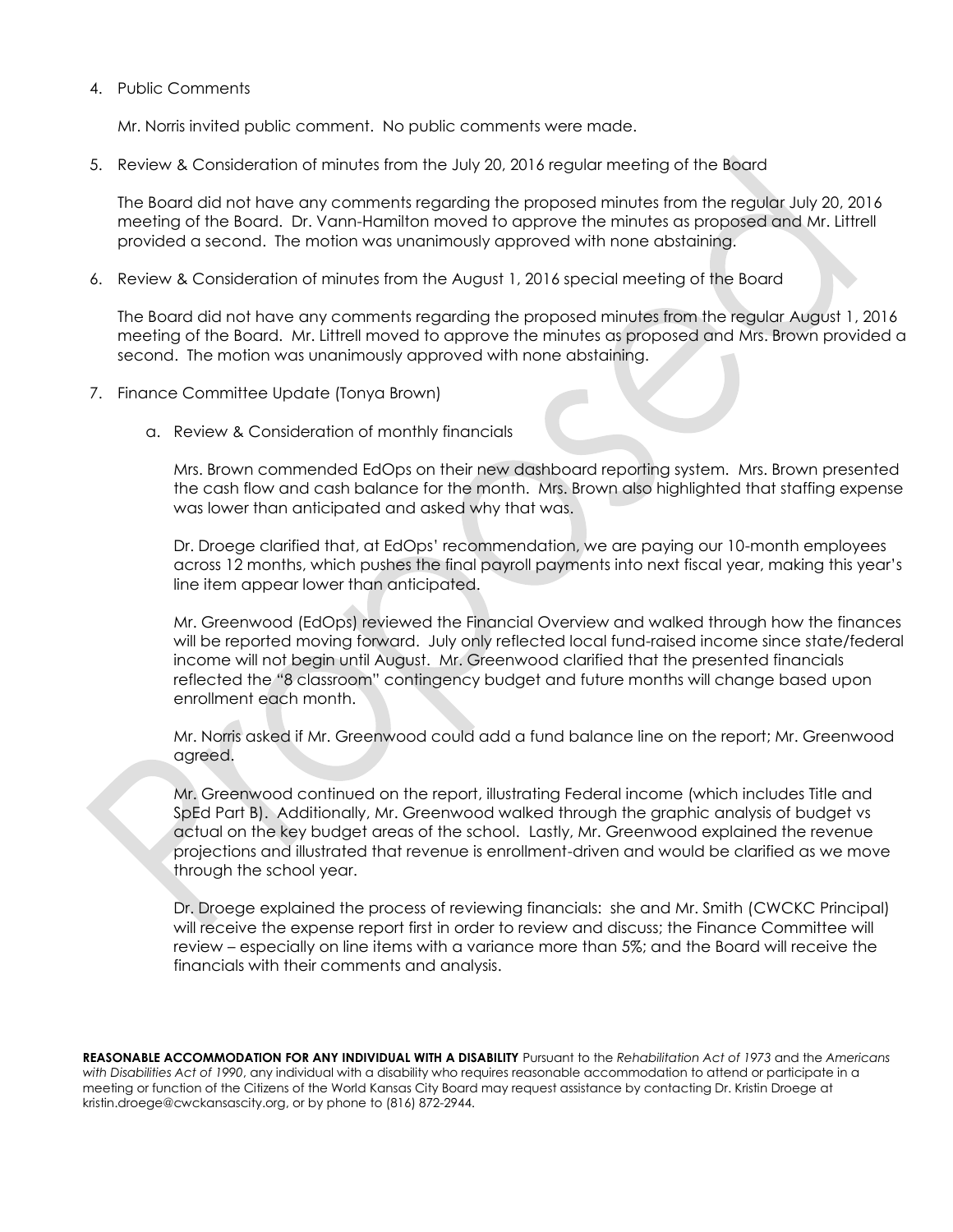4. Public Comments

   Mr. Norris invited public comment. No public comments were made.

5. Review & Consideration of minutes from the July 20, 2016 regular meeting of the Board

   The Board did not have any comments regarding the proposed minutes from the regular July 20, 2016 meeting of the Board. Dr. Vann-Hamilton moved to approve the minutes as proposed and Mr. Littrell provided a second. The motion was unanimously approved with none abstaining.

6. Review & Consideration of minutes from the August 1, 2016 special meeting of the Board

   The Board did not have any comments regarding the proposed minutes from the regular August 1, 2016 meeting of the Board. Mr. Littrell moved to approve the minutes as proposed and Mrs. Brown provided a second. The motion was unanimously approved with none abstaining.

7. Finance Committee Update (Tonya Brown)

   a. Review & Consideration of monthly financials

      Mrs. Brown commended EdOps on their new dashboard reporting system. Mrs. Brown presented the cash flow and cash balance for the month. Mrs. Brown also highlighted that staffing expense was lower than anticipated and asked why that was.

      Dr. Droege clarified that, at EdOps' recommendation, we are paying our 10-month employees across 12 months, which pushes the final payroll payments into next fiscal year, making this year's line item appear lower than anticipated.

      Mr. Greenwood (EdOps) reviewed the Financial Overview and walked through how the finances will be reported moving forward. July only reflected local fund-raised income since state/federal income will not begin until August. Mr. Greenwood clarified that the presented financials reflected the "8 classroom" contingency budget and future months will change based upon enrollment each month.

      Mr. Norris asked if Mr. Greenwood could add a fund balance line on the report; Mr. Greenwood agreed.

      Mr. Greenwood continued on the report, illustrating Federal income (which includes Title and SpEd Part B). Additionally, Mr. Greenwood walked through the graphic analysis of budget vs actual on the key budget areas of the school. Lastly, Mr. Greenwood explained the revenue projections and illustrated that revenue is enrollment-driven and would be clarified as we move through the school year.

      Dr. Droege explained the process of reviewing financials: she and Mr. Smith (CWCKC Principal) will receive the expense report first in order to review and discuss; the Finance Committee will review – especially on line items with a variance more than 5%; and the Board will receive the financials with their comments and analysis.

**REASONABLE ACCOMMODATION FOR ANY INDIVIDUAL WITH A DISABILITY** Pursuant to the *Rehabilitation Act of 1973* and the *Americans with Disabilities Act of 1990*, any individual with a disability who requires reasonable accommodation to attend or participate in a meeting or function of the Citizens of the World Kansas City Board may request assistance by contacting Dr. Kristin Droege at kristin.droege@cwckansascity.org, or by phone to (816) 872-2944.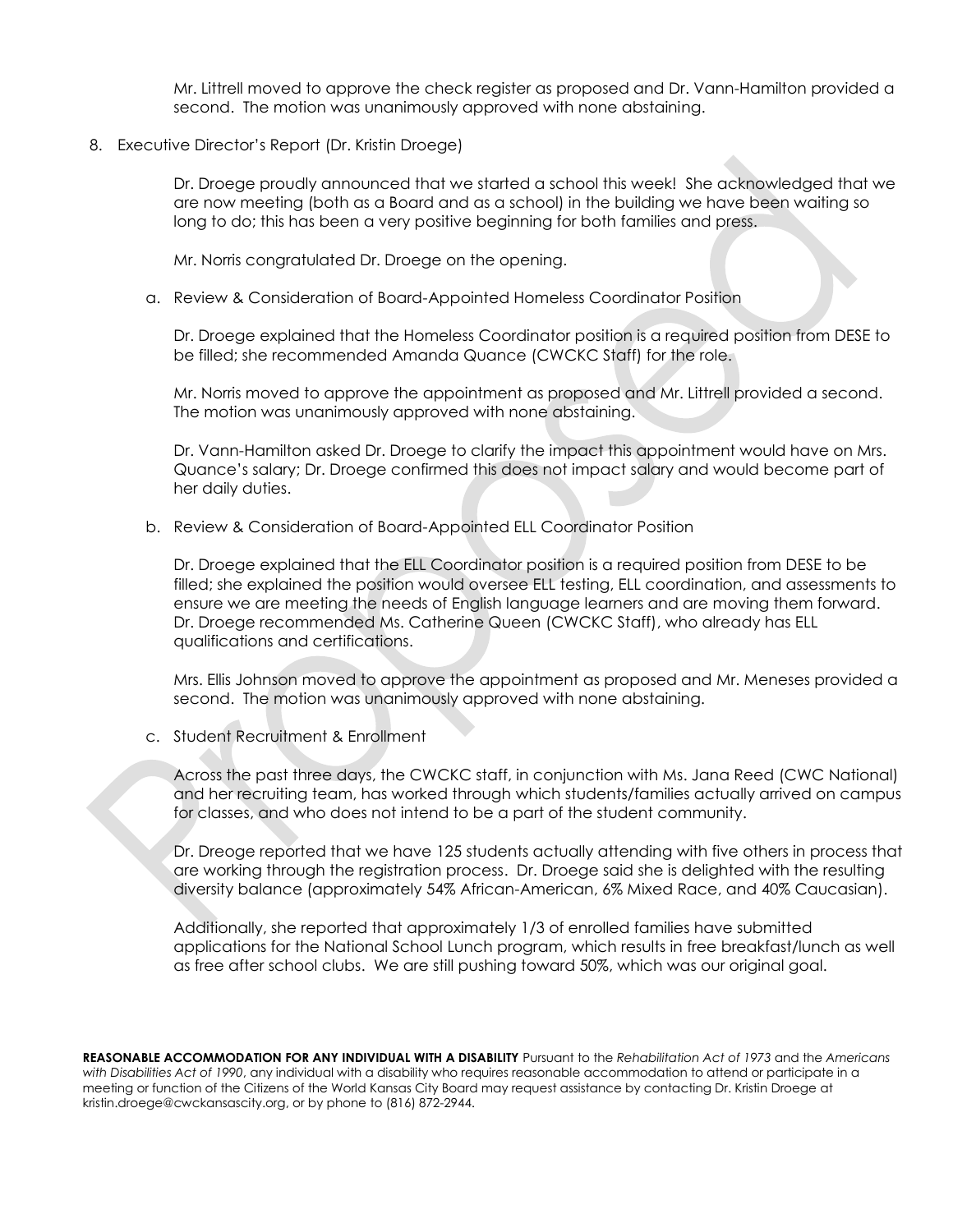Mr. Littrell moved to approve the check register as proposed and Dr. Vann-Hamilton provided a second. The motion was unanimously approved with none abstaining.

8. Executive Director's Report (Dr. Kristin Droege)

   Dr. Droege proudly announced that we started a school this week! She acknowledged that we are now meeting (both as a Board and as a school) in the building we have been waiting so long to do; this has been a very positive beginning for both families and press.

   Mr. Norris congratulated Dr. Droege on the opening.

   a. Review & Consideration of Board-Appointed Homeless Coordinator Position

      Dr. Droege explained that the Homeless Coordinator position is a required position from DESE to be filled; she recommended Amanda Quance (CWCKC Staff) for the role.

      Mr. Norris moved to approve the appointment as proposed and Mr. Littrell provided a second. The motion was unanimously approved with none abstaining.

      Dr. Vann-Hamilton asked Dr. Droege to clarify the impact this appointment would have on Mrs. Quance's salary; Dr. Droege confirmed this does not impact salary and would become part of her daily duties.

   b. Review & Consideration of Board-Appointed ELL Coordinator Position

      Dr. Droege explained that the ELL Coordinator position is a required position from DESE to be filled; she explained the position would oversee ELL testing, ELL coordination, and assessments to ensure we are meeting the needs of English language learners and are moving them forward. Dr. Droege recommended Ms. Catherine Queen (CWCKC Staff), who already has ELL qualifications and certifications.

      Mrs. Ellis Johnson moved to approve the appointment as proposed and Mr. Meneses provided a second. The motion was unanimously approved with none abstaining.

   c. Student Recruitment & Enrollment

      Across the past three days, the CWCKC staff, in conjunction with Ms. Jana Reed (CWC National) and her recruiting team, has worked through which students/families actually arrived on campus for classes, and who does not intend to be a part of the student community.

      Dr. Dreoge reported that we have 125 students actually attending with five others in process that are working through the registration process. Dr. Droege said she is delighted with the resulting diversity balance (approximately 54% African-American, 6% Mixed Race, and 40% Caucasian).

      Additionally, she reported that approximately 1/3 of enrolled families have submitted applications for the National School Lunch program, which results in free breakfast/lunch as well as free after school clubs. We are still pushing toward 50%, which was our original goal.

**REASONABLE ACCOMMODATION FOR ANY INDIVIDUAL WITH A DISABILITY** Pursuant to the *Rehabilitation Act of 1973* and the *Americans with Disabilities Act of 1990*, any individual with a disability who requires reasonable accommodation to attend or participate in a meeting or function of the Citizens of the World Kansas City Board may request assistance by contacting Dr. Kristin Droege at kristin.droege@cwckansascity.org, or by phone to (816) 872-2944.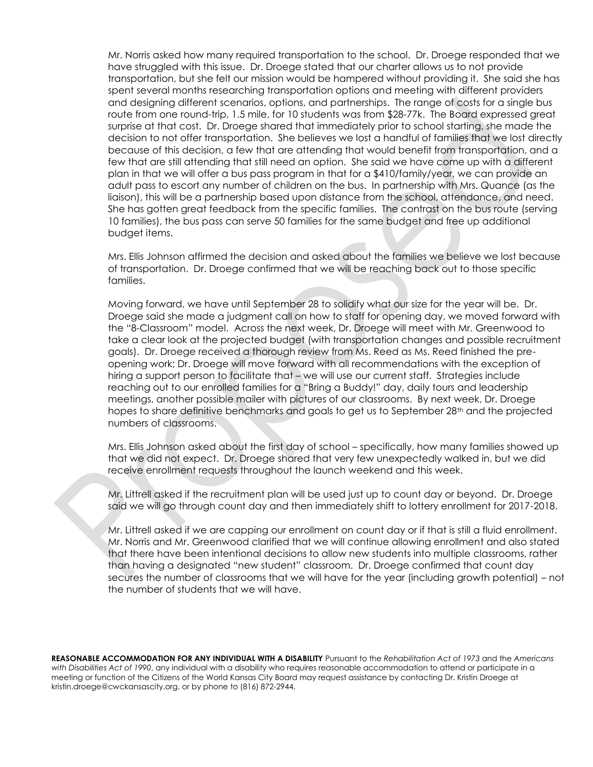Mr. Norris asked how many required transportation to the school. Dr. Droege responded that we have struggled with this issue. Dr. Droege stated that our charter allows us to not provide transportation, but she felt our mission would be hampered without providing it. She said she has spent several months researching transportation options and meeting with different providers and designing different scenarios, options, and partnerships. The range of costs for a single bus route from one round-trip, 1.5 mile, for 10 students was from $28-77k. The Board expressed great surprise at that cost. Dr. Droege shared that immediately prior to school starting, she made the decision to not offer transportation. She believes we lost a handful of families that we lost directly because of this decision, a few that are attending that would benefit from transportation, and a few that are still attending that still need an option. She said we have come up with a different plan in that we will offer a bus pass program in that for a $410/family/year, we can provide an adult pass to escort any number of children on the bus. In partnership with Mrs. Quance (as the liaison), this will be a partnership based upon distance from the school, attendance, and need. She has gotten great feedback from the specific families. The contrast on the bus route (serving 10 families), the bus pass can serve 50 families for the same budget and free up additional budget items.

Mrs. Ellis Johnson affirmed the decision and asked about the families we believe we lost because of transportation. Dr. Droege confirmed that we will be reaching back out to those specific families.

Moving forward, we have until September 28 to solidify what our size for the year will be. Dr. Droege said she made a judgment call on how to staff for opening day, we moved forward with the "8-Classroom" model. Across the next week, Dr. Droege will meet with Mr. Greenwood to take a clear look at the projected budget (with transportation changes and possible recruitment goals). Dr. Droege received a thorough review from Ms. Reed as Ms. Reed finished the pre-opening work; Dr. Droege will move forward with all recommendations with the exception of hiring a support person to facilitate that – we will use our current staff. Strategies include reaching out to our enrolled families for a "Bring a Buddy!" day, daily tours and leadership meetings, another possible mailer with pictures of our classrooms. By next week, Dr. Droege hopes to share definitive benchmarks and goals to get us to September 28th and the projected numbers of classrooms.

Mrs. Ellis Johnson asked about the first day of school – specifically, how many families showed up that we did not expect. Dr. Droege shared that very few unexpectedly walked in, but we did receive enrollment requests throughout the launch weekend and this week.

Mr. Littrell asked if the recruitment plan will be used just up to count day or beyond. Dr. Droege said we will go through count day and then immediately shift to lottery enrollment for 2017-2018.

Mr. Littrell asked if we are capping our enrollment on count day or if that is still a fluid enrollment. Mr. Norris and Mr. Greenwood clarified that we will continue allowing enrollment and also stated that there have been intentional decisions to allow new students into multiple classrooms, rather than having a designated "new student" classroom. Dr. Droege confirmed that count day secures the number of classrooms that we will have for the year (including growth potential) – not the number of students that we will have.

**REASONABLE ACCOMMODATION FOR ANY INDIVIDUAL WITH A DISABILITY** Pursuant to the *Rehabilitation Act of 1973* and the *Americans with Disabilities Act of 1990*, any individual with a disability who requires reasonable accommodation to attend or participate in a meeting or function of the Citizens of the World Kansas City Board may request assistance by contacting Dr. Kristin Droege at kristin.droege@cwckansascity.org, or by phone to (816) 872-2944.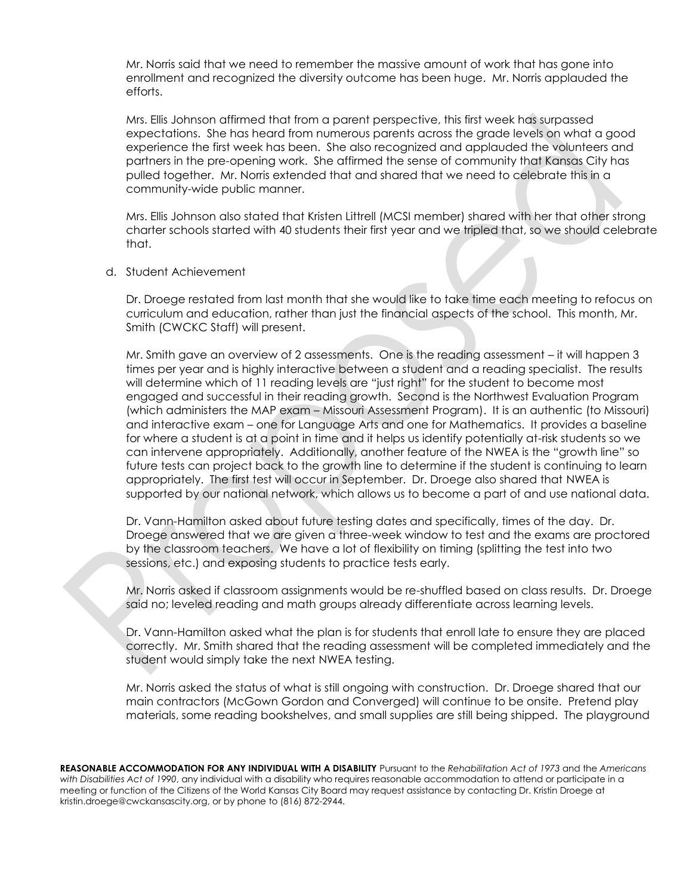Mr. Norris said that we need to remember the massive amount of work that has gone into enrollment and recognized the diversity outcome has been huge. Mr. Norris applauded the efforts.

Mrs. Ellis Johnson affirmed that from a parent perspective, this first week has surpassed expectations. She has heard from numerous parents across the grade levels on what a good experience the first week has been. She also recognized and applauded the volunteers and partners in the pre-opening work. She affirmed the sense of community that Kansas City has pulled together. Mr. Norris extended that and shared that we need to celebrate this in a community-wide public manner.

Mrs. Ellis Johnson also stated that Kristen Littrell (MCSI member) shared with her that other strong charter schools started with 40 students their first year and we tripled that, so we should celebrate that.

d. Student Achievement

Dr. Droege restated from last month that she would like to take time each meeting to refocus on curriculum and education, rather than just the financial aspects of the school. This month, Mr. Smith (CWCKC Staff) will present.

Mr. Smith gave an overview of 2 assessments. One is the reading assessment – it will happen 3 times per year and is highly interactive between a student and a reading specialist. The results will determine which of 11 reading levels are "just right" for the student to become most engaged and successful in their reading growth. Second is the Northwest Evaluation Program (which administers the MAP exam – Missouri Assessment Program). It is an authentic (to Missouri) and interactive exam – one for Language Arts and one for Mathematics. It provides a baseline for where a student is at a point in time and it helps us identify potentially at-risk students so we can intervene appropriately. Additionally, another feature of the NWEA is the "growth line" so future tests can project back to the growth line to determine if the student is continuing to learn appropriately. The first test will occur in September. Dr. Droege also shared that NWEA is supported by our national network, which allows us to become a part of and use national data.

Dr. Vann-Hamilton asked about future testing dates and specifically, times of the day. Dr. Droege answered that we are given a three-week window to test and the exams are proctored by the classroom teachers. We have a lot of flexibility on timing (splitting the test into two sessions, etc.) and exposing students to practice tests early.

Mr. Norris asked if classroom assignments would be re-shuffled based on class results. Dr. Droege said no; leveled reading and math groups already differentiate across learning levels.

Dr. Vann-Hamilton asked what the plan is for students that enroll late to ensure they are placed correctly. Mr. Smith shared that the reading assessment will be completed immediately and the student would simply take the next NWEA testing.

Mr. Norris asked the status of what is still ongoing with construction. Dr. Droege shared that our main contractors (McGown Gordon and Converged) will continue to be onsite. Pretend play materials, some reading bookshelves, and small supplies are still being shipped. The playground

**REASONABLE ACCOMMODATION FOR ANY INDIVIDUAL WITH A DISABILITY** Pursuant to the *Rehabilitation Act of 1973* and the *Americans with Disabilities Act of 1990*, any individual with a disability who requires reasonable accommodation to attend or participate in a meeting or function of the Citizens of the World Kansas City Board may request assistance by contacting Dr. Kristin Droege at kristin.droege@cwckansascity.org, or by phone to (816) 872-2944.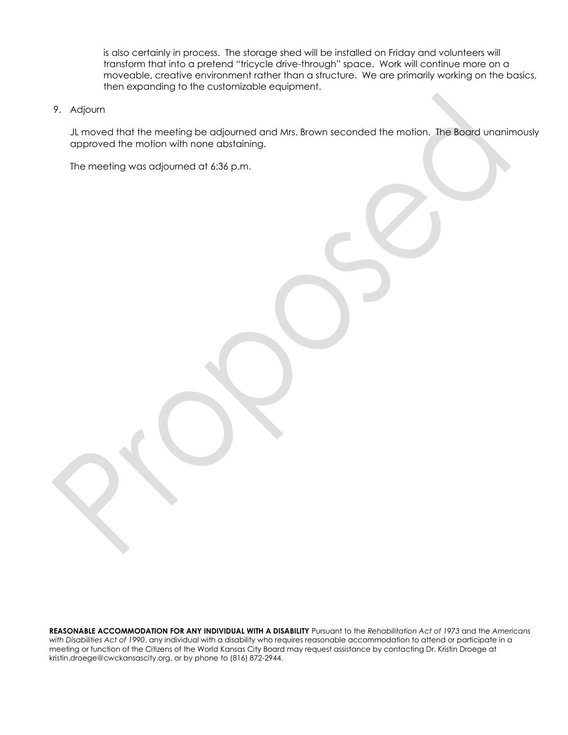is also certainly in process. The storage shed will be installed on Friday and volunteers will transform that into a pretend "tricycle drive-through" space. Work will continue more on a moveable, creative environment rather than a structure. We are primarily working on the basics, then expanding to the customizable equipment.

9. Adjourn

   JL moved that the meeting be adjourned and Mrs. Brown seconded the motion. The Board unanimously approved the motion with none abstaining.

   The meeting was adjourned at 6:36 p.m.

Proposed

**REASONABLE ACCOMMODATION FOR ANY INDIVIDUAL WITH A DISABILITY** Pursuant to the *Rehabilitation Act of 1973* and the *Americans with Disabilities Act of 1990*, any individual with a disability who requires reasonable accommodation to attend or participate in a meeting or function of the Citizens of the World Kansas City Board may request assistance by contacting Dr. Kristin Droege at kristin.droege@cwckansascity.org, or by phone to (816) 872-2944.